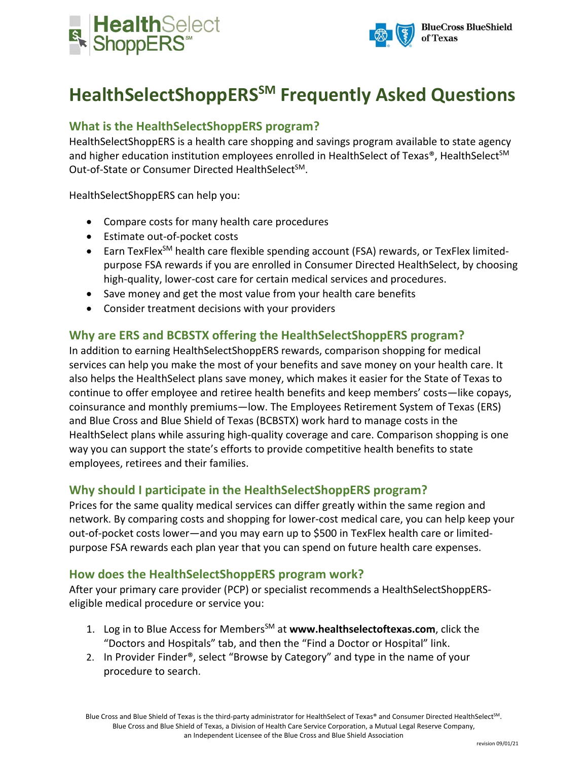# HealthSelectShoppERS[SM] Frequently Asked Questions

## What is the HealthSelectShoppERS program?

HealthSelectShoppERS is a health care shopping and savings program available to state agency and higher education institution employees enrolled in HealthSelect of Texas®, HealthSelect[SM] Out-of-State or Consumer Directed HealthSelect[SM].

HealthSelectShoppERS can help you:

- Compare costs for many health care procedures
- Estimate out-of-pocket costs
- Earn TexFlex[SM] health care flexible spending account (FSA) rewards, or TexFlex limited-purpose FSA rewards if you are enrolled in Consumer Directed HealthSelect, by choosing high-quality, lower-cost care for certain medical services and procedures.
- Save money and get the most value from your health care benefits
- Consider treatment decisions with your providers

## Why are ERS and BCBSTX offering the HealthSelectShoppERS program?

In addition to earning HealthSelectShoppERS rewards, comparison shopping for medical services can help you make the most of your benefits and save money on your health care. It also helps the HealthSelect plans save money, which makes it easier for the State of Texas to continue to offer employee and retiree health benefits and keep members' costs—like copays, coinsurance and monthly premiums—low. The Employees Retirement System of Texas (ERS) and Blue Cross and Blue Shield of Texas (BCBSTX) work hard to manage costs in the HealthSelect plans while assuring high-quality coverage and care. Comparison shopping is one way you can support the state's efforts to provide competitive health benefits to state employees, retirees and their families.

## Why should I participate in the HealthSelectShoppERS program?

Prices for the same quality medical services can differ greatly within the same region and network. By comparing costs and shopping for lower-cost medical care, you can help keep your out-of-pocket costs lower—and you may earn up to $500 in TexFlex health care or limited-purpose FSA rewards each plan year that you can spend on future health care expenses.

## How does the HealthSelectShoppERS program work?

After your primary care provider (PCP) or specialist recommends a HealthSelectShoppERS-eligible medical procedure or service you:

1. Log in to Blue Access for Members[SM] at **www.healthselectoftexas.com**, click the "Doctors and Hospitals" tab, and then the "Find a Doctor or Hospital" link.
2. In Provider Finder®, select "Browse by Category" and type in the name of your procedure to search.

Blue Cross and Blue Shield of Texas is the third-party administrator for HealthSelect of Texas® and Consumer Directed HealthSelect[SM]. Blue Cross and Blue Shield of Texas, a Division of Health Care Service Corporation, a Mutual Legal Reserve Company, an Independent Licensee of the Blue Cross and Blue Shield Association

revision 09/01/21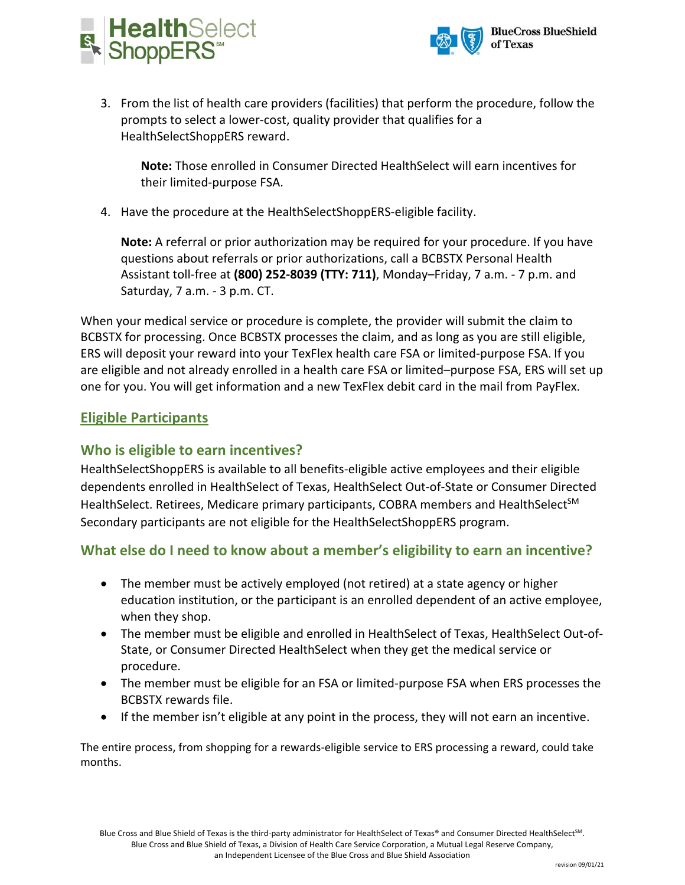3. From the list of health care providers (facilities) that perform the procedure, follow the prompts to select a lower-cost, quality provider that qualifies for a HealthSelectShoppERS reward.

   **Note:** Those enrolled in Consumer Directed HealthSelect will earn incentives for their limited-purpose FSA.

4. Have the procedure at the HealthSelectShoppERS-eligible facility.

   **Note:** A referral or prior authorization may be required for your procedure. If you have questions about referrals or prior authorizations, call a BCBSTX Personal Health Assistant toll-free at **(800) 252-8039 (TTY: 711)**, Monday–Friday, 7 a.m. - 7 p.m. and Saturday, 7 a.m. - 3 p.m. CT.

When your medical service or procedure is complete, the provider will submit the claim to BCBSTX for processing. Once BCBSTX processes the claim, and as long as you are still eligible, ERS will deposit your reward into your TexFlex health care FSA or limited-purpose FSA. If you are eligible and not already enrolled in a health care FSA or limited–purpose FSA, ERS will set up one for you. You will get information and a new TexFlex debit card in the mail from PayFlex.

## Eligible Participants

### Who is eligible to earn incentives?

HealthSelectShoppERS is available to all benefits-eligible active employees and their eligible dependents enrolled in HealthSelect of Texas, HealthSelect Out-of-State or Consumer Directed HealthSelect. Retirees, Medicare primary participants, COBRA members and HealthSelect℠ Secondary participants are not eligible for the HealthSelectShoppERS program.

### What else do I need to know about a member's eligibility to earn an incentive?

- The member must be actively employed (not retired) at a state agency or higher education institution, or the participant is an enrolled dependent of an active employee, when they shop.
- The member must be eligible and enrolled in HealthSelect of Texas, HealthSelect Out-of-State, or Consumer Directed HealthSelect when they get the medical service or procedure.
- The member must be eligible for an FSA or limited-purpose FSA when ERS processes the BCBSTX rewards file.
- If the member isn't eligible at any point in the process, they will not earn an incentive.

The entire process, from shopping for a rewards-eligible service to ERS processing a reward, could take months.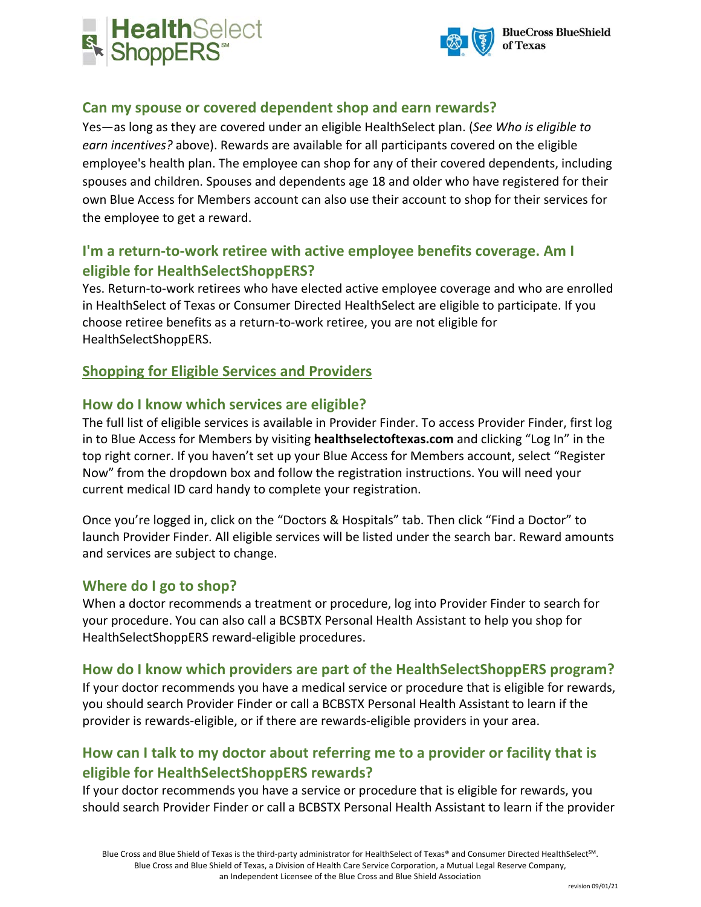### Can my spouse or covered dependent shop and earn rewards?

Yes—as long as they are covered under an eligible HealthSelect plan. (*See Who is eligible to earn incentives?* above). Rewards are available for all participants covered on the eligible employee's health plan. The employee can shop for any of their covered dependents, including spouses and children. Spouses and dependents age 18 and older who have registered for their own Blue Access for Members account can also use their account to shop for their services for the employee to get a reward.

### I'm a return-to-work retiree with active employee benefits coverage. Am I eligible for HealthSelectShoppERS?

Yes. Return-to-work retirees who have elected active employee coverage and who are enrolled in HealthSelect of Texas or Consumer Directed HealthSelect are eligible to participate. If you choose retiree benefits as a return-to-work retiree, you are not eligible for HealthSelectShoppERS.

## Shopping for Eligible Services and Providers

### How do I know which services are eligible?

The full list of eligible services is available in Provider Finder. To access Provider Finder, first log in to Blue Access for Members by visiting **healthselectoftexas.com** and clicking "Log In" in the top right corner. If you haven't set up your Blue Access for Members account, select "Register Now" from the dropdown box and follow the registration instructions. You will need your current medical ID card handy to complete your registration.

Once you're logged in, click on the "Doctors & Hospitals" tab. Then click "Find a Doctor" to launch Provider Finder. All eligible services will be listed under the search bar. Reward amounts and services are subject to change.

### Where do I go to shop?

When a doctor recommends a treatment or procedure, log into Provider Finder to search for your procedure. You can also call a BCSBTX Personal Health Assistant to help you shop for HealthSelectShoppERS reward-eligible procedures.

### How do I know which providers are part of the HealthSelectShoppERS program?

If your doctor recommends you have a medical service or procedure that is eligible for rewards, you should search Provider Finder or call a BCBSTX Personal Health Assistant to learn if the provider is rewards-eligible, or if there are rewards-eligible providers in your area.

### How can I talk to my doctor about referring me to a provider or facility that is eligible for HealthSelectShoppERS rewards?

If your doctor recommends you have a service or procedure that is eligible for rewards, you should search Provider Finder or call a BCBSTX Personal Health Assistant to learn if the provider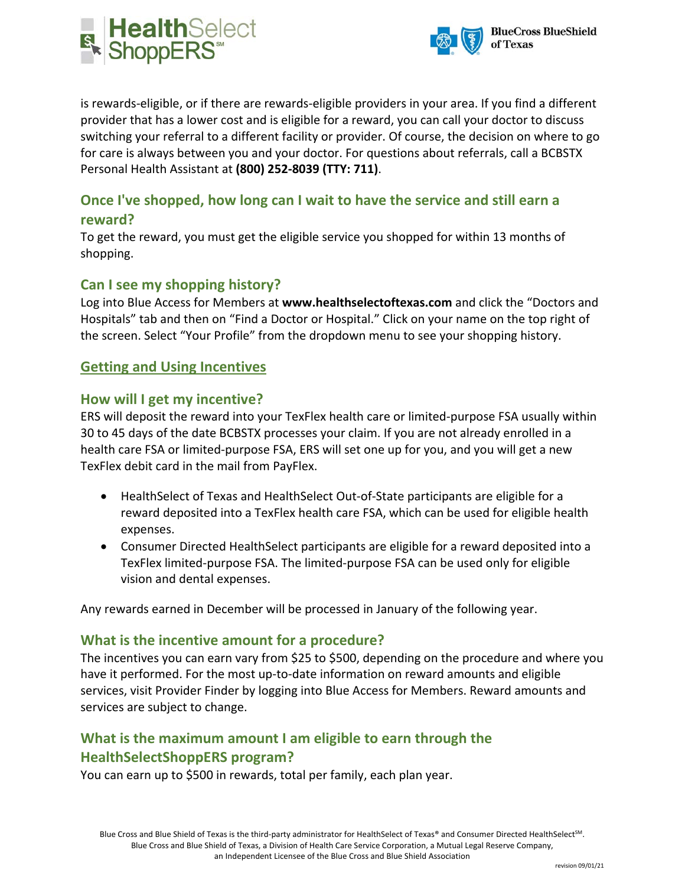is rewards-eligible, or if there are rewards-eligible providers in your area. If you find a different provider that has a lower cost and is eligible for a reward, you can call your doctor to discuss switching your referral to a different facility or provider. Of course, the decision on where to go for care is always between you and your doctor. For questions about referrals, call a BCBSTX Personal Health Assistant at **(800) 252-8039 (TTY: 711)**.

### Once I've shopped, how long can I wait to have the service and still earn a reward?

To get the reward, you must get the eligible service you shopped for within 13 months of shopping.

### Can I see my shopping history?

Log into Blue Access for Members at **www.healthselectoftexas.com** and click the "Doctors and Hospitals" tab and then on "Find a Doctor or Hospital." Click on your name on the top right of the screen. Select "Your Profile" from the dropdown menu to see your shopping history.

## Getting and Using Incentives

### How will I get my incentive?

ERS will deposit the reward into your TexFlex health care or limited-purpose FSA usually within 30 to 45 days of the date BCBSTX processes your claim. If you are not already enrolled in a health care FSA or limited-purpose FSA, ERS will set one up for you, and you will get a new TexFlex debit card in the mail from PayFlex.

- HealthSelect of Texas and HealthSelect Out-of-State participants are eligible for a reward deposited into a TexFlex health care FSA, which can be used for eligible health expenses.
- Consumer Directed HealthSelect participants are eligible for a reward deposited into a TexFlex limited-purpose FSA. The limited-purpose FSA can be used only for eligible vision and dental expenses.

Any rewards earned in December will be processed in January of the following year.

### What is the incentive amount for a procedure?

The incentives you can earn vary from $25 to $500, depending on the procedure and where you have it performed. For the most up-to-date information on reward amounts and eligible services, visit Provider Finder by logging into Blue Access for Members. Reward amounts and services are subject to change.

### What is the maximum amount I am eligible to earn through the HealthSelectShoppERS program?

You can earn up to $500 in rewards, total per family, each plan year.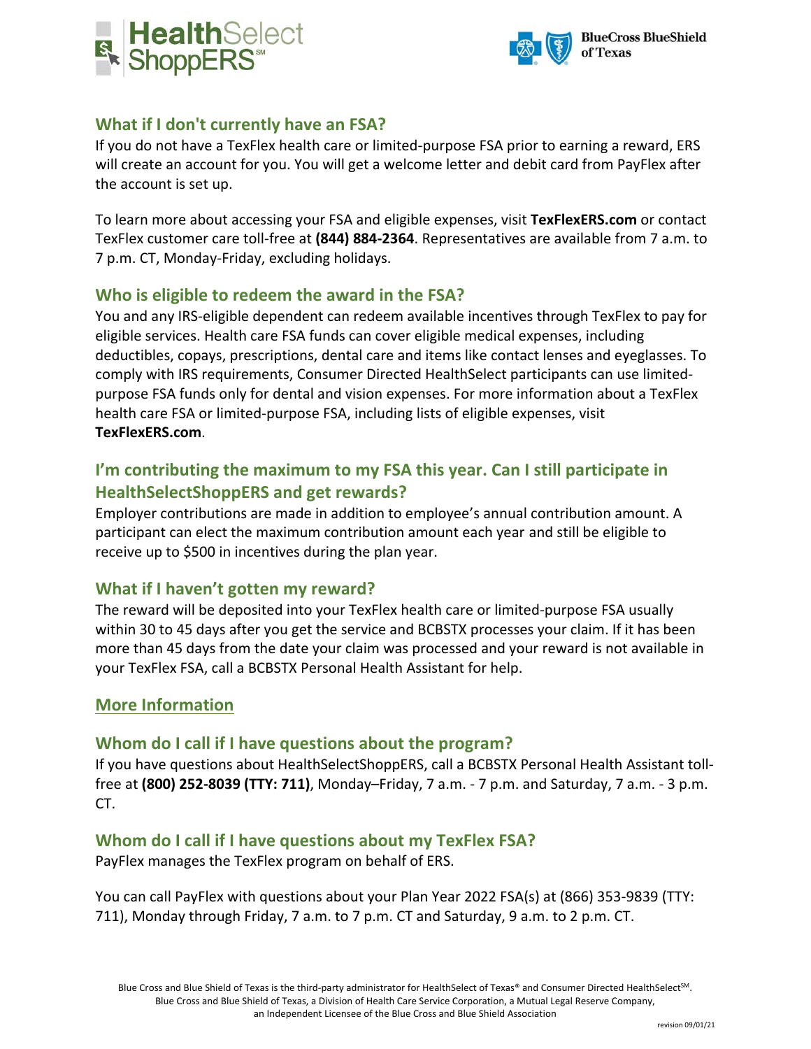## What if I don't currently have an FSA?

If you do not have a TexFlex health care or limited-purpose FSA prior to earning a reward, ERS will create an account for you. You will get a welcome letter and debit card from PayFlex after the account is set up.

To learn more about accessing your FSA and eligible expenses, visit **TexFlexERS.com** or contact TexFlex customer care toll-free at **(844) 884-2364**. Representatives are available from 7 a.m. to 7 p.m. CT, Monday-Friday, excluding holidays.

## Who is eligible to redeem the award in the FSA?

You and any IRS-eligible dependent can redeem available incentives through TexFlex to pay for eligible services. Health care FSA funds can cover eligible medical expenses, including deductibles, copays, prescriptions, dental care and items like contact lenses and eyeglasses. To comply with IRS requirements, Consumer Directed HealthSelect participants can use limited-purpose FSA funds only for dental and vision expenses. For more information about a TexFlex health care FSA or limited-purpose FSA, including lists of eligible expenses, visit **TexFlexERS.com**.

## I'm contributing the maximum to my FSA this year. Can I still participate in HealthSelectShoppERS and get rewards?

Employer contributions are made in addition to employee's annual contribution amount. A participant can elect the maximum contribution amount each year and still be eligible to receive up to $500 in incentives during the plan year.

## What if I haven't gotten my reward?

The reward will be deposited into your TexFlex health care or limited-purpose FSA usually within 30 to 45 days after you get the service and BCBSTX processes your claim. If it has been more than 45 days from the date your claim was processed and your reward is not available in your TexFlex FSA, call a BCBSTX Personal Health Assistant for help.

## More Information

## Whom do I call if I have questions about the program?

If you have questions about HealthSelectShoppERS, call a BCBSTX Personal Health Assistant toll-free at **(800) 252-8039 (TTY: 711)**, Monday–Friday, 7 a.m. - 7 p.m. and Saturday, 7 a.m. - 3 p.m. CT.

## Whom do I call if I have questions about my TexFlex FSA?

PayFlex manages the TexFlex program on behalf of ERS.

You can call PayFlex with questions about your Plan Year 2022 FSA(s) at (866) 353-9839 (TTY: 711), Monday through Friday, 7 a.m. to 7 p.m. CT and Saturday, 9 a.m. to 2 p.m. CT.

Blue Cross and Blue Shield of Texas is the third-party administrator for HealthSelect of Texas® and Consumer Directed HealthSelect℠.
Blue Cross and Blue Shield of Texas, a Division of Health Care Service Corporation, a Mutual Legal Reserve Company, an Independent Licensee of the Blue Cross and Blue Shield Association

revision 09/01/21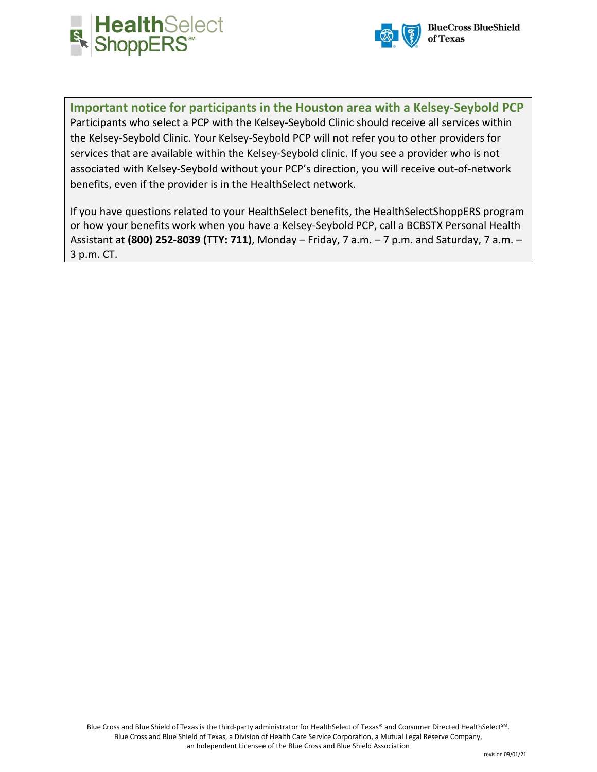## Important notice for participants in the Houston area with a Kelsey-Seybold PCP

Participants who select a PCP with the Kelsey-Seybold Clinic should receive all services within the Kelsey-Seybold Clinic. Your Kelsey-Seybold PCP will not refer you to other providers for services that are available within the Kelsey-Seybold clinic. If you see a provider who is not associated with Kelsey-Seybold without your PCP's direction, you will receive out-of-network benefits, even if the provider is in the HealthSelect network.

If you have questions related to your HealthSelect benefits, the HealthSelectShoppERS program or how your benefits work when you have a Kelsey-Seybold PCP, call a BCBSTX Personal Health Assistant at **(800) 252-8039 (TTY: 711)**, Monday – Friday, 7 a.m. – 7 p.m. and Saturday, 7 a.m. – 3 p.m. CT.

Blue Cross and Blue Shield of Texas is the third-party administrator for HealthSelect of Texas® and Consumer Directed HealthSelect℠.
Blue Cross and Blue Shield of Texas, a Division of Health Care Service Corporation, a Mutual Legal Reserve Company, an Independent Licensee of the Blue Cross and Blue Shield Association

revision 09/01/21